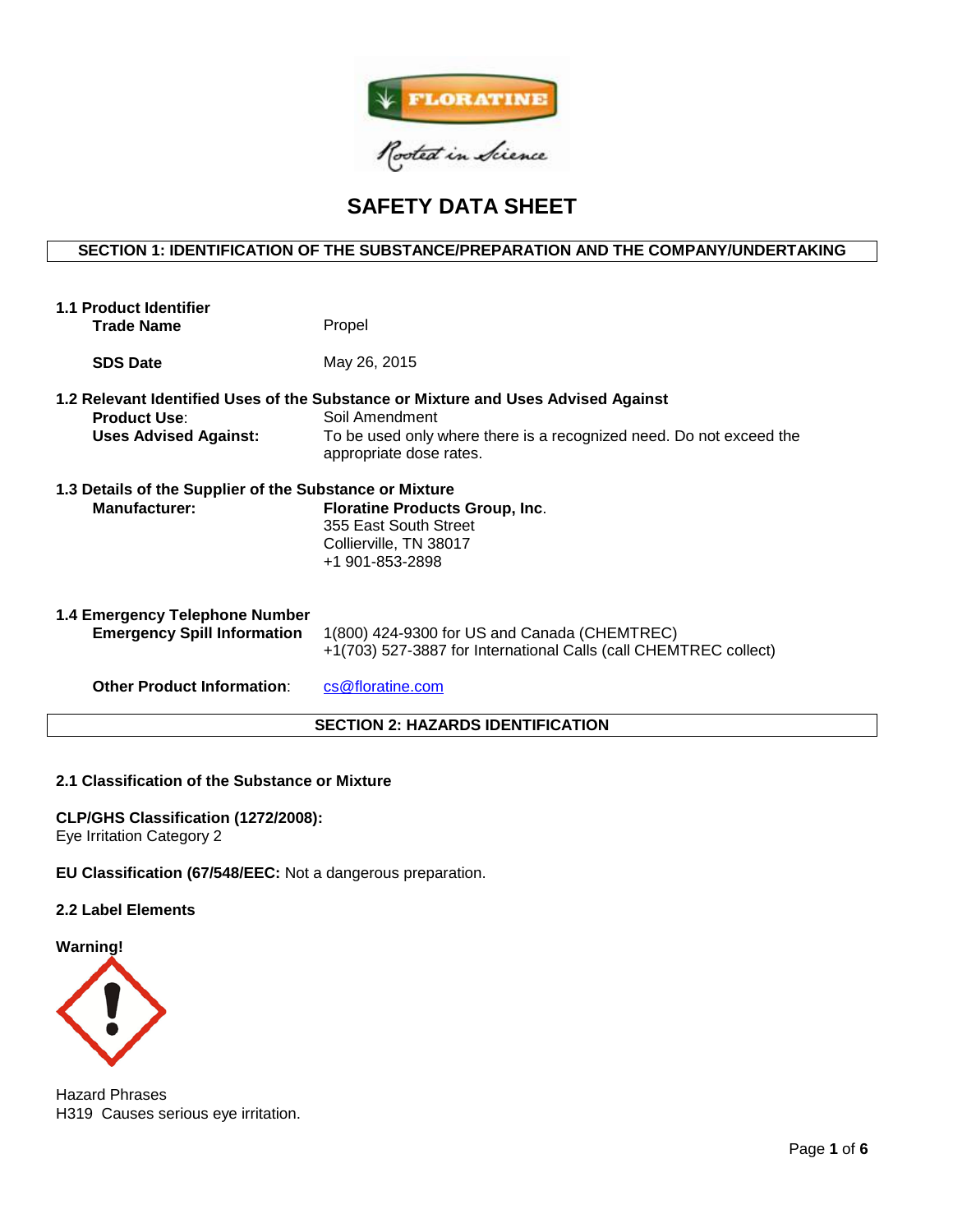FLORATINE

Rooted in Science

# SAFETY DATA SHEET

## SECTION 1: IDENTIFICATION OF THE SUBSTANCE/PREPARATION AND THE COMPANY/UNDERTAKING

**1.1 Product Identifier**

**Trade Name** Propel

**SDS Date** May 26, 2015

**1.2 Relevant Identified Uses of the Substance or Mixture and Uses Advised Against**

**Product Use**: Soil Amendment

**Uses Advised Against:** To be used only where there is a recognized need. Do not exceed the appropriate dose rates.

**1.3 Details of the Supplier of the Substance or Mixture**

**Manufacturer:**
**Floratine Products Group, Inc**.
355 East South Street
Collierville, TN 38017
+1 901-853-2898

**1.4 Emergency Telephone Number**

**Emergency Spill Information**
1(800) 424-9300 for US and Canada (CHEMTREC)
+1(703) 527-3887 for International Calls (call CHEMTREC collect)

**Other Product Information**: cs@floratine.com

## SECTION 2: HAZARDS IDENTIFICATION

**2.1 Classification of the Substance or Mixture**

**CLP/GHS Classification (1272/2008):**
Eye Irritation Category 2

**EU Classification (67/548/EEC:** Not a dangerous preparation.

**2.2 Label Elements**

**Warning!**

Hazard Phrases
H319 Causes serious eye irritation.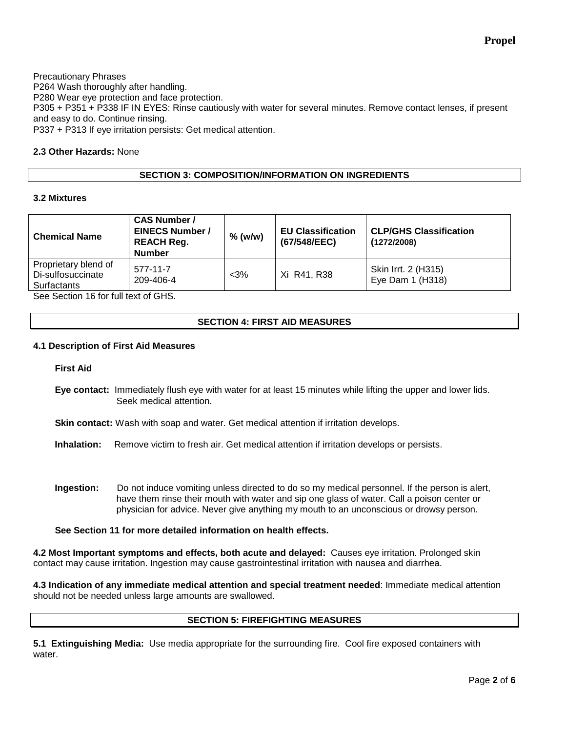Precautionary Phrases
P264 Wash thoroughly after handling.
P280 Wear eye protection and face protection.
P305 + P351 + P338 IF IN EYES: Rinse cautiously with water for several minutes. Remove contact lenses, if present and easy to do. Continue rinsing.
P337 + P313 If eye irritation persists: Get medical attention.

**2.3 Other Hazards:** None

## SECTION 3: COMPOSITION/INFORMATION ON INGREDIENTS

### 3.2 Mixtures

| Chemical Name | CAS Number / EINECS Number / REACH Reg. Number | % (w/w) | EU Classification (67/548/EEC) | CLP/GHS Classification (1272/2008) |
|---|---|---|---|---|
| Proprietary blend of Di-sulfosuccinate Surfactants | 577-11-7<br>209-406-4 | <3% | Xi R41, R38 | Skin Irrt. 2 (H315)<br>Eye Dam 1 (H318) |

See Section 16 for full text of GHS.

## SECTION 4: FIRST AID MEASURES

### 4.1 Description of First Aid Measures

**First Aid**

**Eye contact:** Immediately flush eye with water for at least 15 minutes while lifting the upper and lower lids. Seek medical attention.

**Skin contact:** Wash with soap and water. Get medical attention if irritation develops.

**Inhalation:** Remove victim to fresh air. Get medical attention if irritation develops or persists.

**Ingestion:** Do not induce vomiting unless directed to do so my medical personnel. If the person is alert, have them rinse their mouth with water and sip one glass of water. Call a poison center or physician for advice. Never give anything my mouth to an unconscious or drowsy person.

**See Section 11 for more detailed information on health effects.**

**4.2 Most Important symptoms and effects, both acute and delayed:** Causes eye irritation. Prolonged skin contact may cause irritation. Ingestion may cause gastrointestinal irritation with nausea and diarrhea.

**4.3 Indication of any immediate medical attention and special treatment needed**: Immediate medical attention should not be needed unless large amounts are swallowed.

## SECTION 5: FIREFIGHTING MEASURES

**5.1 Extinguishing Media:** Use media appropriate for the surrounding fire. Cool fire exposed containers with water.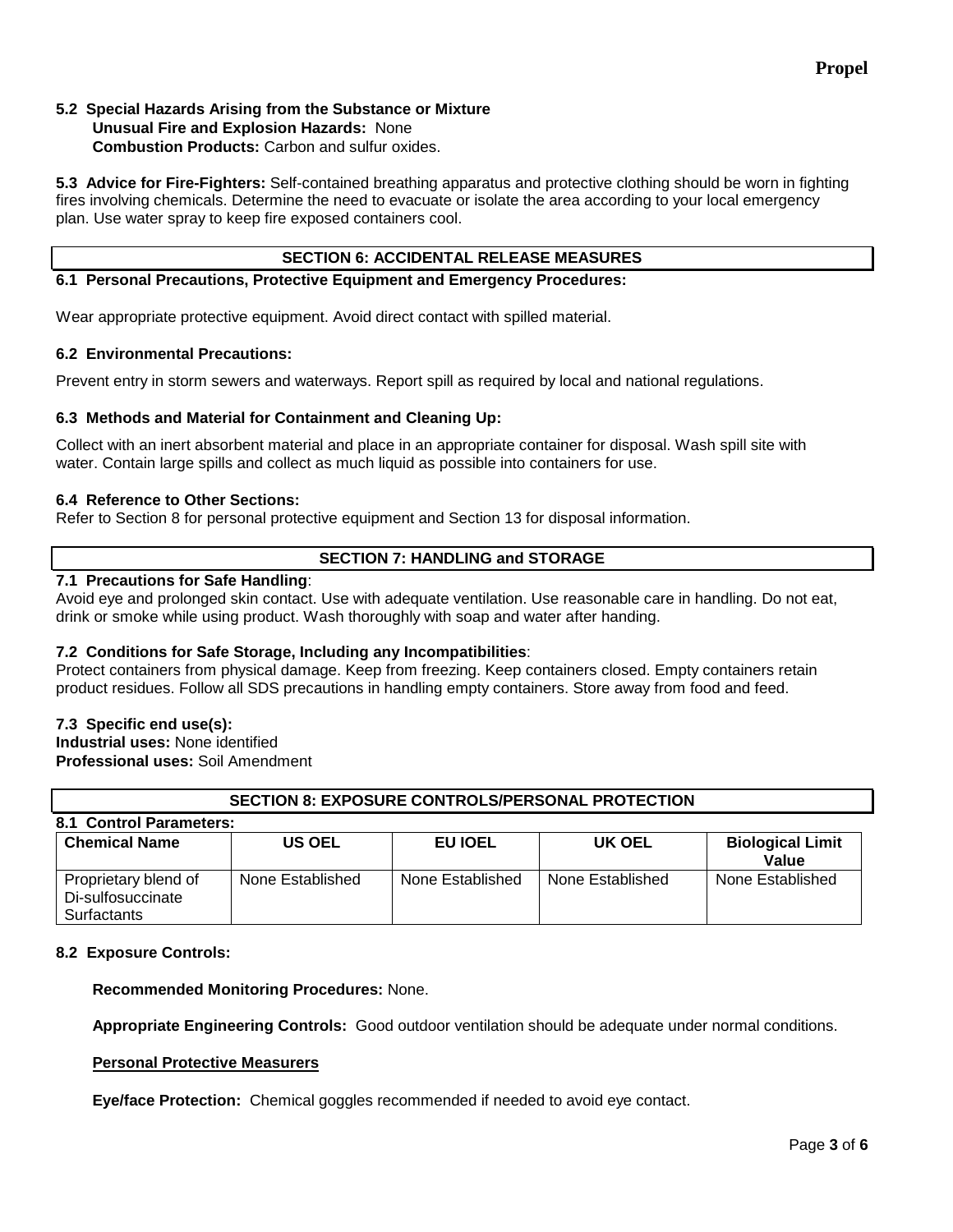### 5.2 Special Hazards Arising from the Substance or Mixture

**Unusual Fire and Explosion Hazards:** None

**Combustion Products:** Carbon and sulfur oxides.

**5.3 Advice for Fire-Fighters:** Self-contained breathing apparatus and protective clothing should be worn in fighting fires involving chemicals. Determine the need to evacuate or isolate the area according to your local emergency plan. Use water spray to keep fire exposed containers cool.

## SECTION 6: ACCIDENTAL RELEASE MEASURES

### 6.1 Personal Precautions, Protective Equipment and Emergency Procedures:

Wear appropriate protective equipment. Avoid direct contact with spilled material.

### 6.2 Environmental Precautions:

Prevent entry in storm sewers and waterways. Report spill as required by local and national regulations.

### 6.3 Methods and Material for Containment and Cleaning Up:

Collect with an inert absorbent material and place in an appropriate container for disposal. Wash spill site with water. Contain large spills and collect as much liquid as possible into containers for use.

### 6.4 Reference to Other Sections:

Refer to Section 8 for personal protective equipment and Section 13 for disposal information.

## SECTION 7: HANDLING and STORAGE

### 7.1 Precautions for Safe Handling:

Avoid eye and prolonged skin contact. Use with adequate ventilation. Use reasonable care in handling. Do not eat, drink or smoke while using product. Wash thoroughly with soap and water after handing.

### 7.2 Conditions for Safe Storage, Including any Incompatibilities:

Protect containers from physical damage. Keep from freezing. Keep containers closed. Empty containers retain product residues. Follow all SDS precautions in handling empty containers. Store away from food and feed.

### 7.3 Specific end use(s):

**Industrial uses:** None identified

**Professional uses:** Soil Amendment

## SECTION 8: EXPOSURE CONTROLS/PERSONAL PROTECTION

### 8.1 Control Parameters:

| Chemical Name | US OEL | EU IOEL | UK OEL | Biological Limit Value |
|---|---|---|---|---|
| Proprietary blend of Di-sulfosuccinate Surfactants | None Established | None Established | None Established | None Established |

### 8.2 Exposure Controls:

**Recommended Monitoring Procedures:** None.

**Appropriate Engineering Controls:** Good outdoor ventilation should be adequate under normal conditions.

**Personal Protective Measurers**

**Eye/face Protection:** Chemical goggles recommended if needed to avoid eye contact.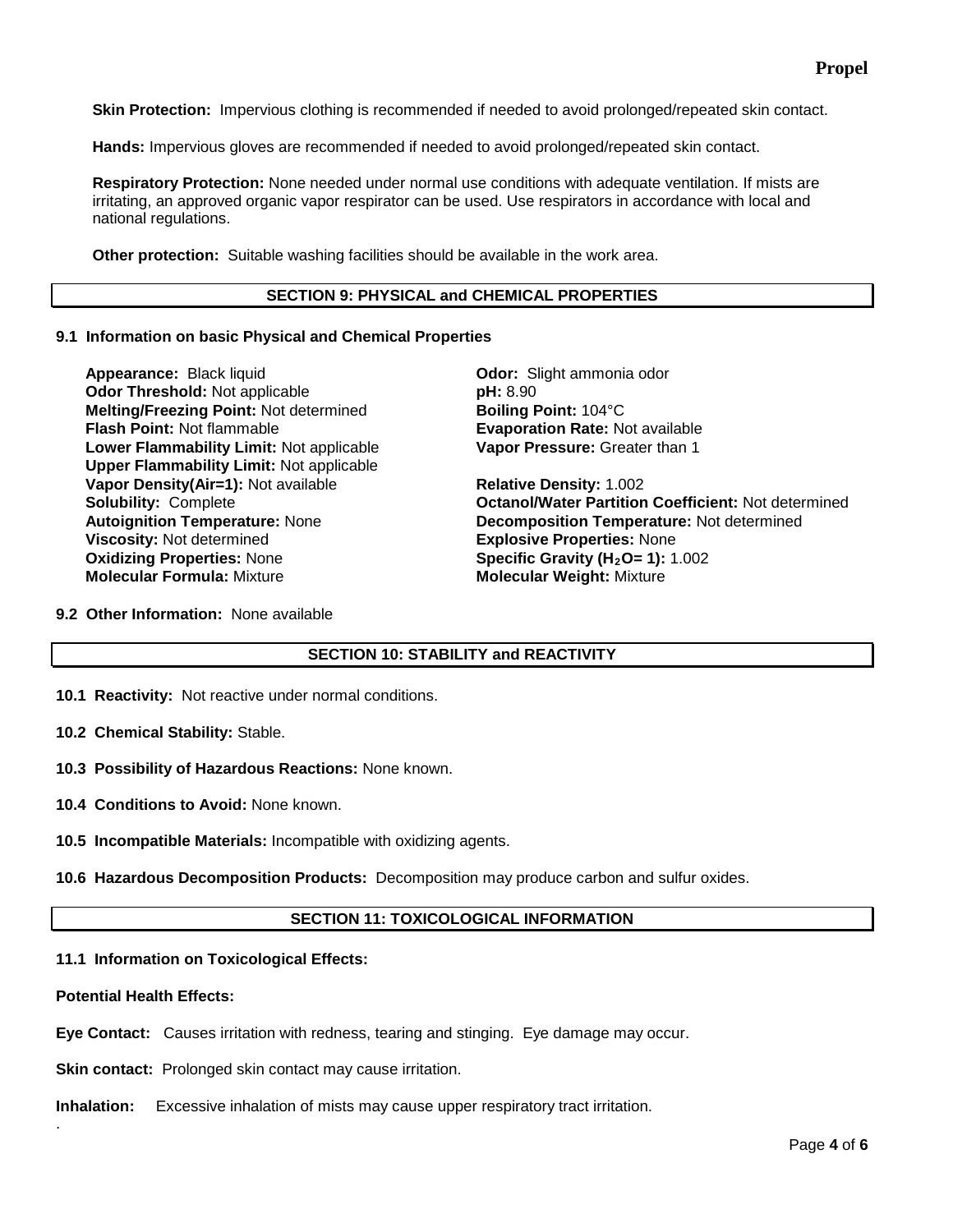**Skin Protection:** Impervious clothing is recommended if needed to avoid prolonged/repeated skin contact.

**Hands:** Impervious gloves are recommended if needed to avoid prolonged/repeated skin contact.

**Respiratory Protection:** None needed under normal use conditions with adequate ventilation. If mists are irritating, an approved organic vapor respirator can be used. Use respirators in accordance with local and national regulations.

**Other protection:** Suitable washing facilities should be available in the work area.

## SECTION 9: PHYSICAL and CHEMICAL PROPERTIES

### 9.1 Information on basic Physical and Chemical Properties

**Appearance:** Black liquid
**Odor:** Slight ammonia odor
**Odor Threshold:** Not applicable
**pH:** 8.90
**Melting/Freezing Point:** Not determined
**Boiling Point:** 104°C
**Flash Point:** Not flammable
**Evaporation Rate:** Not available
**Lower Flammability Limit:** Not applicable
**Vapor Pressure:** Greater than 1
**Upper Flammability Limit:** Not applicable
**Vapor Density(Air=1):** Not available
**Relative Density:** 1.002
**Solubility:** Complete
**Octanol/Water Partition Coefficient:** Not determined
**Autoignition Temperature:** None
**Decomposition Temperature:** Not determined
**Viscosity:** Not determined
**Explosive Properties:** None
**Oxidizing Properties:** None
**Specific Gravity ($H_2O$= 1):** 1.002
**Molecular Formula:** Mixture
**Molecular Weight:** Mixture

### 9.2 Other Information: None available

## SECTION 10: STABILITY and REACTIVITY

**10.1 Reactivity:** Not reactive under normal conditions.

**10.2 Chemical Stability:** Stable.

**10.3 Possibility of Hazardous Reactions:** None known.

**10.4 Conditions to Avoid:** None known.

**10.5 Incompatible Materials:** Incompatible with oxidizing agents.

**10.6 Hazardous Decomposition Products:** Decomposition may produce carbon and sulfur oxides.

## SECTION 11: TOXICOLOGICAL INFORMATION

### 11.1 Information on Toxicological Effects:

**Potential Health Effects:**

**Eye Contact:** Causes irritation with redness, tearing and stinging. Eye damage may occur.

**Skin contact:** Prolonged skin contact may cause irritation.

**Inhalation:** Excessive inhalation of mists may cause upper respiratory tract irritation.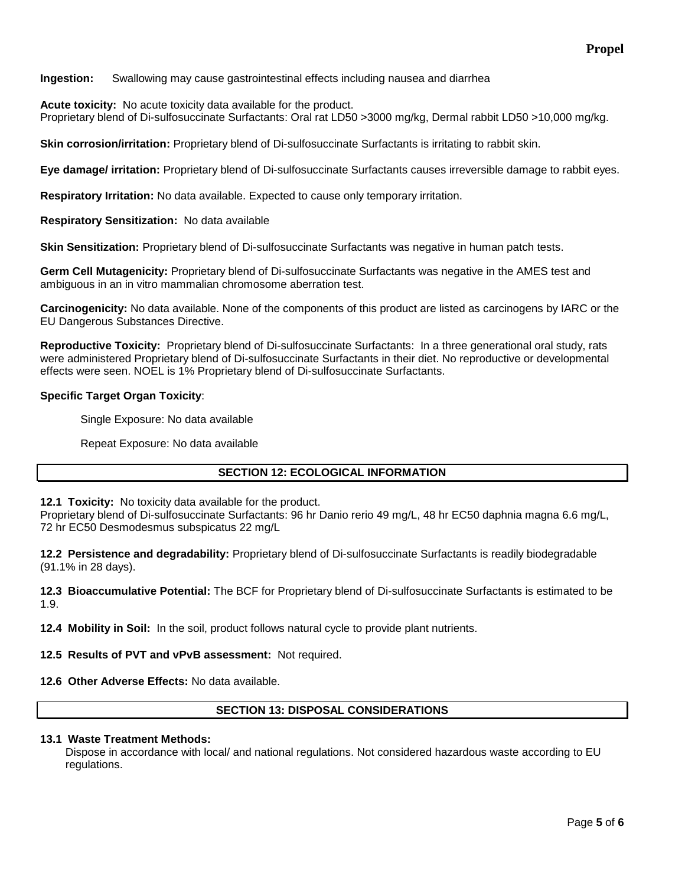**Ingestion:** Swallowing may cause gastrointestinal effects including nausea and diarrhea

**Acute toxicity:** No acute toxicity data available for the product.
Proprietary blend of Di-sulfosuccinate Surfactants: Oral rat LD50 >3000 mg/kg, Dermal rabbit LD50 >10,000 mg/kg.

**Skin corrosion/irritation:** Proprietary blend of Di-sulfosuccinate Surfactants is irritating to rabbit skin.

**Eye damage/ irritation:** Proprietary blend of Di-sulfosuccinate Surfactants causes irreversible damage to rabbit eyes.

**Respiratory Irritation:** No data available. Expected to cause only temporary irritation.

**Respiratory Sensitization:** No data available

**Skin Sensitization:** Proprietary blend of Di-sulfosuccinate Surfactants was negative in human patch tests.

**Germ Cell Mutagenicity:** Proprietary blend of Di-sulfosuccinate Surfactants was negative in the AMES test and ambiguous in an in vitro mammalian chromosome aberration test.

**Carcinogenicity:** No data available. None of the components of this product are listed as carcinogens by IARC or the EU Dangerous Substances Directive.

**Reproductive Toxicity:** Proprietary blend of Di-sulfosuccinate Surfactants: In a three generational oral study, rats were administered Proprietary blend of Di-sulfosuccinate Surfactants in their diet. No reproductive or developmental effects were seen. NOEL is 1% Proprietary blend of Di-sulfosuccinate Surfactants.

**Specific Target Organ Toxicity**:

Single Exposure: No data available

Repeat Exposure: No data available

## SECTION 12: ECOLOGICAL INFORMATION

**12.1 Toxicity:** No toxicity data available for the product.
Proprietary blend of Di-sulfosuccinate Surfactants: 96 hr Danio rerio 49 mg/L, 48 hr EC50 daphnia magna 6.6 mg/L, 72 hr EC50 Desmodesmus subspicatus 22 mg/L

**12.2 Persistence and degradability:** Proprietary blend of Di-sulfosuccinate Surfactants is readily biodegradable (91.1% in 28 days).

**12.3 Bioaccumulative Potential:** The BCF for Proprietary blend of Di-sulfosuccinate Surfactants is estimated to be 1.9.

**12.4 Mobility in Soil:** In the soil, product follows natural cycle to provide plant nutrients.

**12.5 Results of PVT and vPvB assessment:** Not required.

**12.6 Other Adverse Effects:** No data available.

## SECTION 13: DISPOSAL CONSIDERATIONS

**13.1 Waste Treatment Methods:**
Dispose in accordance with local/ and national regulations. Not considered hazardous waste according to EU regulations.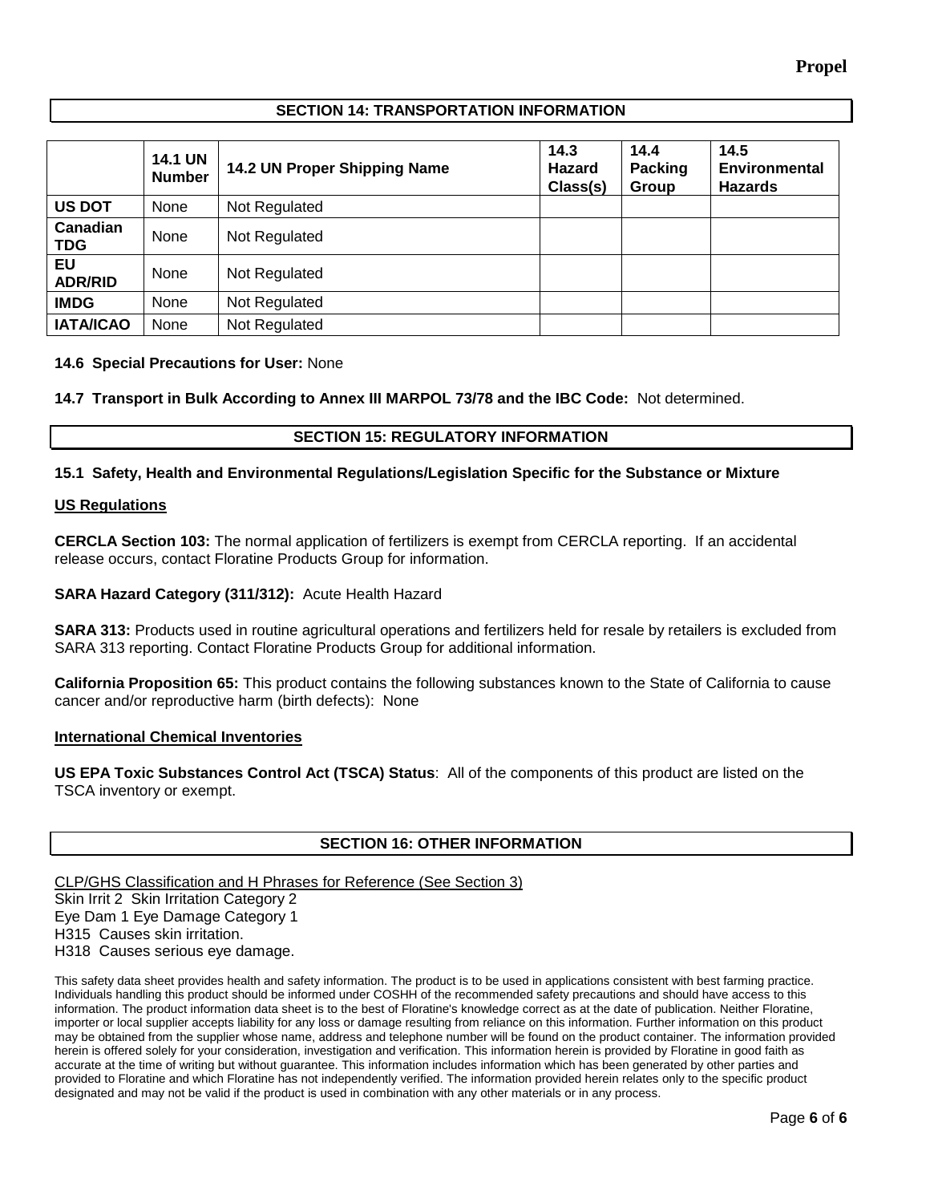## SECTION 14: TRANSPORTATION INFORMATION

| | 14.1 UN Number | 14.2 UN Proper Shipping Name | 14.3 Hazard Class(s) | 14.4 Packing Group | 14.5 Environmental Hazards |
|---|---|---|---|---|---|
| **US DOT** | None | Not Regulated | | | |
| **Canadian TDG** | None | Not Regulated | | | |
| **EU ADR/RID** | None | Not Regulated | | | |
| **IMDG** | None | Not Regulated | | | |
| **IATA/ICAO** | None | Not Regulated | | | |

**14.6 Special Precautions for User:** None

**14.7 Transport in Bulk According to Annex III MARPOL 73/78 and the IBC Code:** Not determined.

## SECTION 15: REGULATORY INFORMATION

**15.1 Safety, Health and Environmental Regulations/Legislation Specific for the Substance or Mixture**

**US Regulations**

**CERCLA Section 103:** The normal application of fertilizers is exempt from CERCLA reporting. If an accidental release occurs, contact Floratine Products Group for information.

**SARA Hazard Category (311/312):** Acute Health Hazard

**SARA 313:** Products used in routine agricultural operations and fertilizers held for resale by retailers is excluded from SARA 313 reporting. Contact Floratine Products Group for additional information.

**California Proposition 65:** This product contains the following substances known to the State of California to cause cancer and/or reproductive harm (birth defects): None

**International Chemical Inventories**

**US EPA Toxic Substances Control Act (TSCA) Status**: All of the components of this product are listed on the TSCA inventory or exempt.

## SECTION 16: OTHER INFORMATION

CLP/GHS Classification and H Phrases for Reference (See Section 3)
Skin Irrit 2 Skin Irritation Category 2
Eye Dam 1 Eye Damage Category 1
H315 Causes skin irritation.
H318 Causes serious eye damage.

This safety data sheet provides health and safety information. The product is to be used in applications consistent with best farming practice. Individuals handling this product should be informed under COSHH of the recommended safety precautions and should have access to this information. The product information data sheet is to the best of Floratine's knowledge correct as at the date of publication. Neither Floratine, importer or local supplier accepts liability for any loss or damage resulting from reliance on this information. Further information on this product may be obtained from the supplier whose name, address and telephone number will be found on the product container. The information provided herein is offered solely for your consideration, investigation and verification. This information herein is provided by Floratine in good faith as accurate at the time of writing but without guarantee. This information includes information which has been generated by other parties and provided to Floratine and which Floratine has not independently verified. The information provided herein relates only to the specific product designated and may not be valid if the product is used in combination with any other materials or in any process.